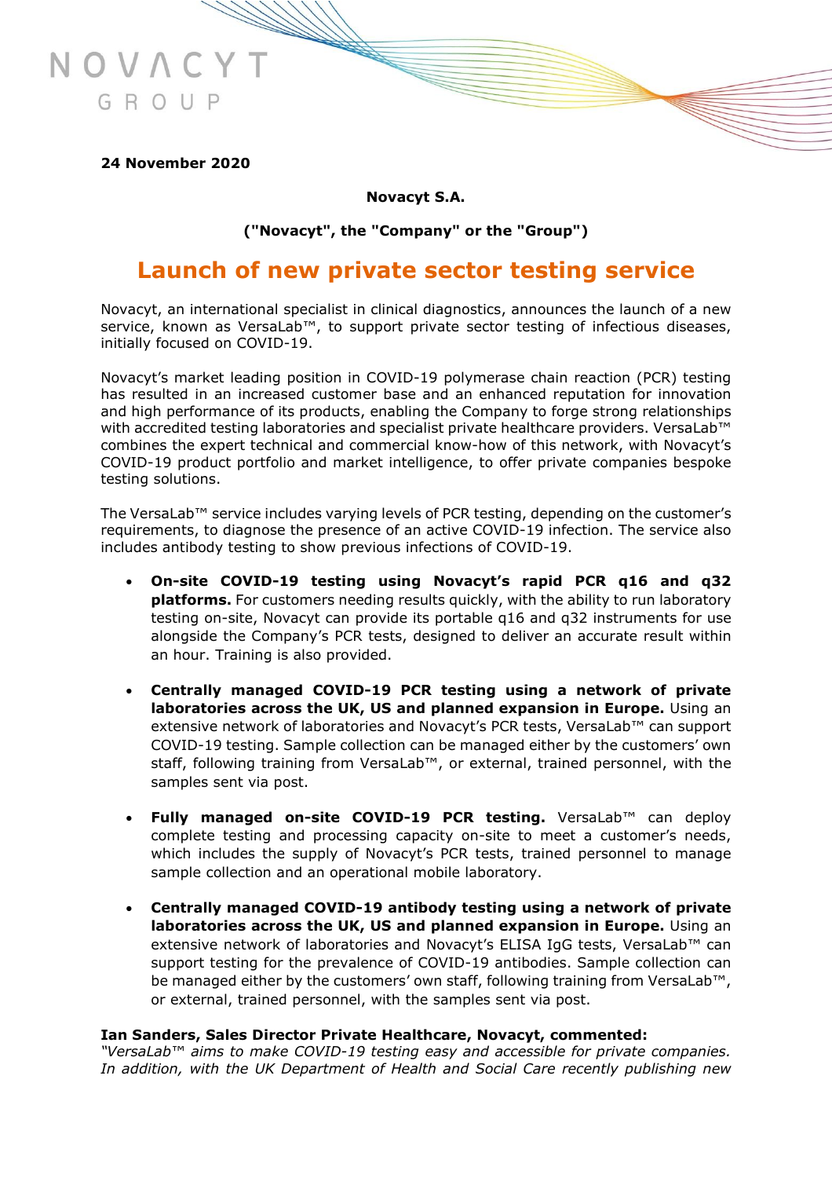NOVACYT GROUP

**24 November 2020**

**Novacyt S.A.**

**("Novacyt", the "Company" or the "Group")**

# Launch of new private sector testing service

Novacyt, an international specialist in clinical diagnostics, announces the launch of a new service, known as VersaLab™, to support private sector testing of infectious diseases, initially focused on COVID-19.

Novacyt's market leading position in COVID-19 polymerase chain reaction (PCR) testing has resulted in an increased customer base and an enhanced reputation for innovation and high performance of its products, enabling the Company to forge strong relationships with accredited testing laboratories and specialist private healthcare providers. VersaLab™ combines the expert technical and commercial know-how of this network, with Novacyt's COVID-19 product portfolio and market intelligence, to offer private companies bespoke testing solutions.

The VersaLab™ service includes varying levels of PCR testing, depending on the customer's requirements, to diagnose the presence of an active COVID-19 infection. The service also includes antibody testing to show previous infections of COVID-19.

- **On-site COVID-19 testing using Novacyt's rapid PCR q16 and q32 platforms.** For customers needing results quickly, with the ability to run laboratory testing on-site, Novacyt can provide its portable q16 and q32 instruments for use alongside the Company's PCR tests, designed to deliver an accurate result within an hour. Training is also provided.

- **Centrally managed COVID-19 PCR testing using a network of private laboratories across the UK, US and planned expansion in Europe.** Using an extensive network of laboratories and Novacyt's PCR tests, VersaLab™ can support COVID-19 testing. Sample collection can be managed either by the customers' own staff, following training from VersaLab™, or external, trained personnel, with the samples sent via post.

- **Fully managed on-site COVID-19 PCR testing.** VersaLab™ can deploy complete testing and processing capacity on-site to meet a customer's needs, which includes the supply of Novacyt's PCR tests, trained personnel to manage sample collection and an operational mobile laboratory.

- **Centrally managed COVID-19 antibody testing using a network of private laboratories across the UK, US and planned expansion in Europe.** Using an extensive network of laboratories and Novacyt's ELISA IgG tests, VersaLab™ can support testing for the prevalence of COVID-19 antibodies. Sample collection can be managed either by the customers' own staff, following training from VersaLab™, or external, trained personnel, with the samples sent via post.

**Ian Sanders, Sales Director Private Healthcare, Novacyt, commented:**
*"VersaLab™ aims to make COVID-19 testing easy and accessible for private companies. In addition, with the UK Department of Health and Social Care recently publishing new*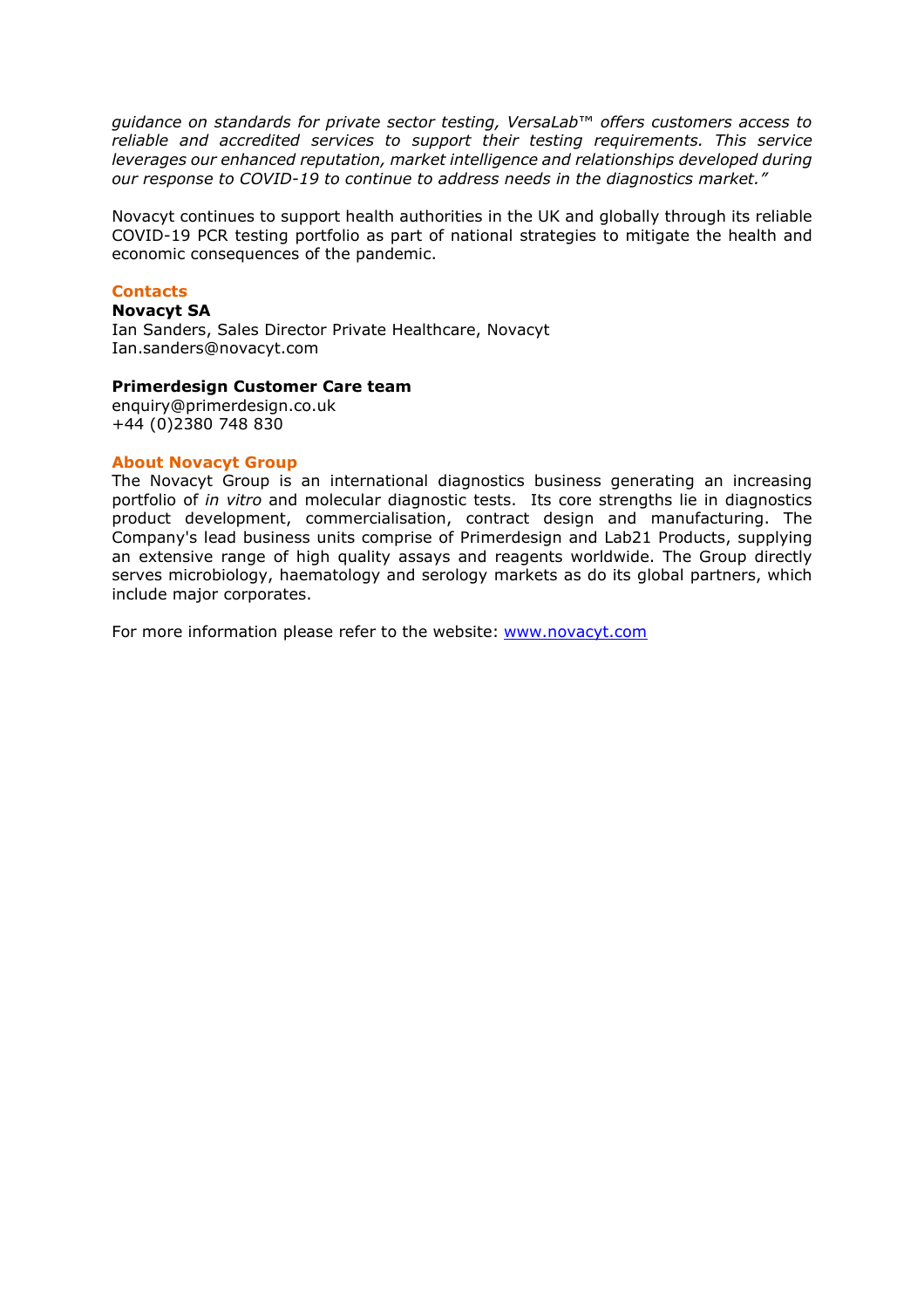*guidance on standards for private sector testing, VersaLab™ offers customers access to reliable and accredited services to support their testing requirements. This service leverages our enhanced reputation, market intelligence and relationships developed during our response to COVID-19 to continue to address needs in the diagnostics market."*

Novacyt continues to support health authorities in the UK and globally through its reliable COVID-19 PCR testing portfolio as part of national strategies to mitigate the health and economic consequences of the pandemic.

## Contacts

**Novacyt SA**
Ian Sanders, Sales Director Private Healthcare, Novacyt
Ian.sanders@novacyt.com

**Primerdesign Customer Care team**
enquiry@primerdesign.co.uk
+44 (0)2380 748 830

## About Novacyt Group

The Novacyt Group is an international diagnostics business generating an increasing portfolio of *in vitro* and molecular diagnostic tests. Its core strengths lie in diagnostics product development, commercialisation, contract design and manufacturing. The Company's lead business units comprise of Primerdesign and Lab21 Products, supplying an extensive range of high quality assays and reagents worldwide. The Group directly serves microbiology, haematology and serology markets as do its global partners, which include major corporates.

For more information please refer to the website: [www.novacyt.com](http://www.novacyt.com)